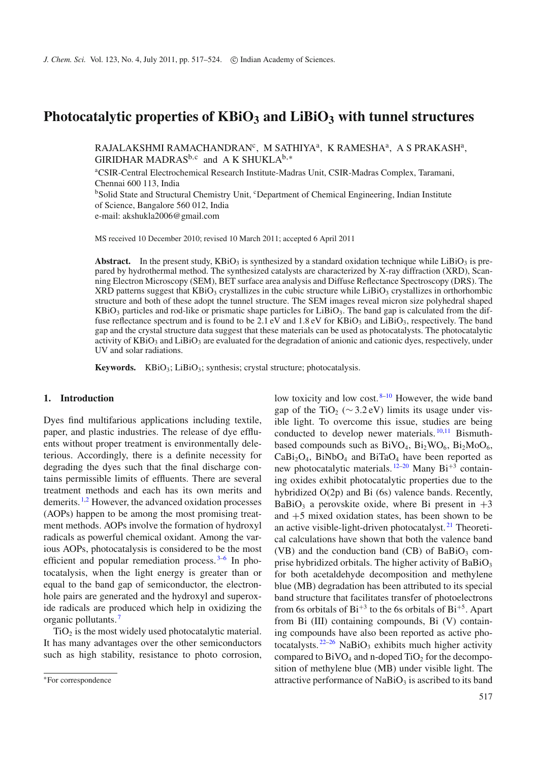# Photocatalytic properties of $KBiO_3$ and $LiBiO_3$ with tunnel structures

RAJALAKSHMI RAMACHANDRAN[c], M SATHIYA[a], K RAMESHA[a], A S PRAKASH[a], GIRIDHAR MADRAS[b,c] and A K SHUKLA[b,*]

[a]CSIR-Central Electrochemical Research Institute-Madras Unit, CSIR-Madras Complex, Taramani, Chennai 600 113, India

[b]Solid State and Structural Chemistry Unit, [c]Department of Chemical Engineering, Indian Institute of Science, Bangalore 560 012, India

e-mail: akshukla2006@gmail.com

MS received 10 December 2010; revised 10 March 2011; accepted 6 April 2011

**Abstract.** In the present study, $KBiO_3$ is synthesized by a standard oxidation technique while $LiBiO_3$ is prepared by hydrothermal method. The synthesized catalysts are characterized by X-ray diffraction (XRD), Scanning Electron Microscopy (SEM), BET surface area analysis and Diffuse Reflectance Spectroscopy (DRS). The XRD patterns suggest that $KBiO_3$ crystallizes in the cubic structure while $LiBiO_3$ crystallizes in orthorhombic structure and both of these adopt the tunnel structure. The SEM images reveal micron size polyhedral shaped $KBiO_3$ particles and rod-like or prismatic shape particles for $LiBiO_3$. The band gap is calculated from the diffuse reflectance spectrum and is found to be 2.1 eV and 1.8 eV for $KBiO_3$ and $LiBiO_3$, respectively. The band gap and the crystal structure data suggest that these materials can be used as photocatalysts. The photocatalytic activity of $KBiO_3$ and $LiBiO_3$ are evaluated for the degradation of anionic and cationic dyes, respectively, under UV and solar radiations.

**Keywords.** $KBiO_3$; $LiBiO_3$; synthesis; crystal structure; photocatalysis.

## 1. Introduction

Dyes find multifarious applications including textile, paper, and plastic industries. The release of dye effluents without proper treatment is environmentally deleterious. Accordingly, there is a definite necessity for degrading the dyes such that the final discharge contains permissible limits of effluents. There are several treatment methods and each has its own merits and demerits.[1,2] However, the advanced oxidation processes (AOPs) happen to be among the most promising treatment methods. AOPs involve the formation of hydroxyl radicals as powerful chemical oxidant. Among the various AOPs, photocatalysis is considered to be the most efficient and popular remediation process.[3–6] In photocatalysis, when the light energy is greater than or equal to the band gap of semiconductor, the electron-hole pairs are generated and the hydroxyl and superoxide radicals are produced which help in oxidizing the organic pollutants.[7]

$TiO_2$ is the most widely used photocatalytic material. It has many advantages over the other semiconductors such as high stability, resistance to photo corrosion, low toxicity and low cost.[8–10] However, the wide band gap of the $TiO_2$ ($\sim 3.2$ eV) limits its usage under visible light. To overcome this issue, studies are being conducted to develop newer materials.[10,11] Bismuth-based compounds such as $BiVO_4$, $Bi_2WO_6$, $Bi_2MoO_6$, $CaBi_2O_4$, $BiNbO_4$ and $BiTaO_4$ have been reported as new photocatalytic materials.[12–20] Many $Bi^{+3}$ containing oxides exhibit photocatalytic properties due to the hybridized O(2p) and Bi (6s) valence bands. Recently, $BaBiO_3$ a perovskite oxide, where Bi present in $+3$ and $+5$ mixed oxidation states, has been shown to be an active visible-light-driven photocatalyst.[21] Theoretical calculations have shown that both the valence band (VB) and the conduction band (CB) of $BaBiO_3$ comprise hybridized orbitals. The higher activity of $BaBiO_3$ for both acetaldehyde decomposition and methylene blue (MB) degradation has been attributed to its special band structure that facilitates transfer of photoelectrons from 6s orbitals of $Bi^{+3}$ to the 6s orbitals of $Bi^{+5}$. Apart from Bi (III) containing compounds, Bi (V) containing compounds have also been reported as active photocatalysts.[22–26] $NaBiO_3$ exhibits much higher activity compared to $BiVO_4$ and n-doped $TiO_2$ for the decomposition of methylene blue (MB) under visible light. The attractive performance of $NaBiO_3$ is ascribed to its band

*For correspondence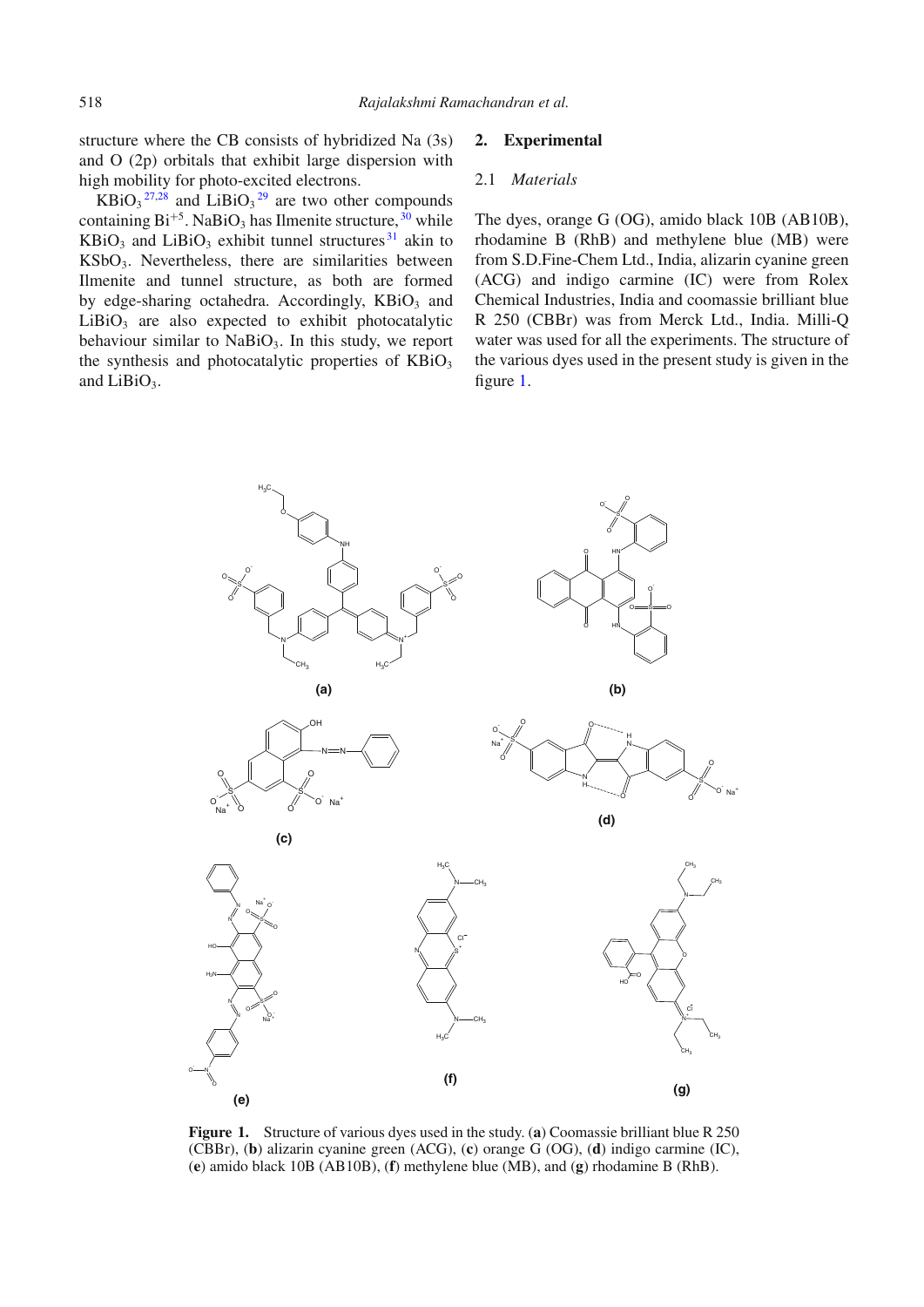structure where the CB consists of hybridized Na (3s) and O (2p) orbitals that exhibit large dispersion with high mobility for photo-excited electrons.

$KBiO_3$[27,28] and $LiBiO_3$[29] are two other compounds containing $Bi^{+5}$. $NaBiO_3$ has Ilmenite structure,[30] while $KBiO_3$ and $LiBiO_3$ exhibit tunnel structures[31] akin to $KSbO_3$. Nevertheless, there are similarities between Ilmenite and tunnel structure, as both are formed by edge-sharing octahedra. Accordingly, $KBiO_3$ and $LiBiO_3$ are also expected to exhibit photocatalytic behaviour similar to $NaBiO_3$. In this study, we report the synthesis and photocatalytic properties of $KBiO_3$ and $LiBiO_3$.

## 2. Experimental

### 2.1 *Materials*

The dyes, orange G (OG), amido black 10B (AB10B), rhodamine B (RhB) and methylene blue (MB) were from S.D.Fine-Chem Ltd., India, alizarin cyanine green (ACG) and indigo carmine (IC) were from Rolex Chemical Industries, India and coomassie brilliant blue R 250 (CBBr) was from Merck Ltd., India. Milli-Q water was used for all the experiments. The structure of the various dyes used in the present study is given in the figure 1.

**Figure 1.** Structure of various dyes used in the study. (**a**) Coomassie brilliant blue R 250 (CBBr), (**b**) alizarin cyanine green (ACG), (**c**) orange G (OG), (**d**) indigo carmine (IC), (**e**) amido black 10B (AB10B), (**f**) methylene blue (MB), and (**g**) rhodamine B (RhB).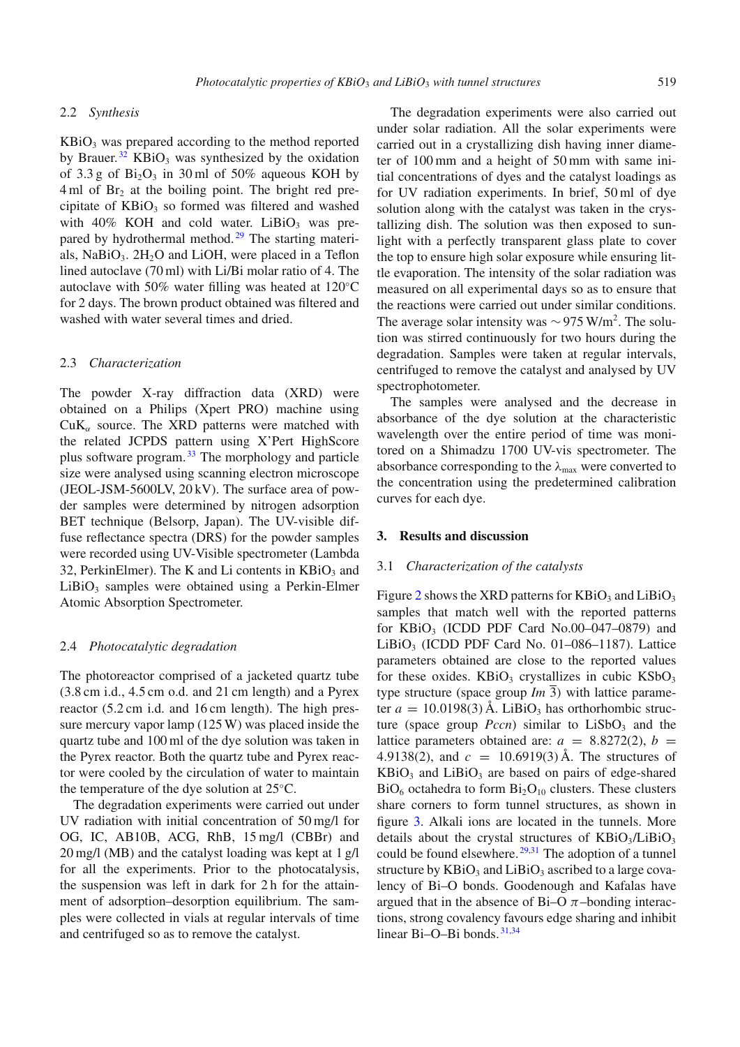### 2.2 *Synthesis*

$KBiO_3$ was prepared according to the method reported by Brauer.[32] $KBiO_3$ was synthesized by the oxidation of 3.3 g of $Bi_2O_3$ in 30 ml of 50% aqueous KOH by 4 ml of $Br_2$ at the boiling point. The bright red precipitate of $KBiO_3$ so formed was filtered and washed with 40% KOH and cold water. $LiBiO_3$ was prepared by hydrothermal method.[29] The starting materials, $NaBiO_3$. $2H_2O$ and LiOH, were placed in a Teflon lined autoclave (70 ml) with Li/Bi molar ratio of 4. The autoclave with 50% water filling was heated at 120°C for 2 days. The brown product obtained was filtered and washed with water several times and dried.

### 2.3 *Characterization*

The powder X-ray diffraction data (XRD) were obtained on a Philips (Xpert PRO) machine using $CuK_\alpha$ source. The XRD patterns were matched with the related JCPDS pattern using X'Pert HighScore plus software program.[33] The morphology and particle size were analysed using scanning electron microscope (JEOL-JSM-5600LV, 20 kV). The surface area of powder samples were determined by nitrogen adsorption BET technique (Belsorp, Japan). The UV-visible diffuse reflectance spectra (DRS) for the powder samples were recorded using UV-Visible spectrometer (Lambda 32, PerkinElmer). The K and Li contents in $KBiO_3$ and $LiBiO_3$ samples were obtained using a Perkin-Elmer Atomic Absorption Spectrometer.

### 2.4 *Photocatalytic degradation*

The photoreactor comprised of a jacketed quartz tube (3.8 cm i.d., 4.5 cm o.d. and 21 cm length) and a Pyrex reactor (5.2 cm i.d. and 16 cm length). The high pressure mercury vapor lamp (125 W) was placed inside the quartz tube and 100 ml of the dye solution was taken in the Pyrex reactor. Both the quartz tube and Pyrex reactor were cooled by the circulation of water to maintain the temperature of the dye solution at 25°C.

The degradation experiments were carried out under UV radiation with initial concentration of 50 mg/l for OG, IC, AB10B, ACG, RhB, 15 mg/l (CBBr) and 20 mg/l (MB) and the catalyst loading was kept at 1 g/l for all the experiments. Prior to the photocatalysis, the suspension was left in dark for 2 h for the attainment of adsorption–desorption equilibrium. The samples were collected in vials at regular intervals of time and centrifuged so as to remove the catalyst.

The degradation experiments were also carried out under solar radiation. All the solar experiments were carried out in a crystallizing dish having inner diameter of 100 mm and a height of 50 mm with same initial concentrations of dyes and the catalyst loadings as for UV radiation experiments. In brief, 50 ml of dye solution along with the catalyst was taken in the crystallizing dish. The solution was then exposed to sunlight with a perfectly transparent glass plate to cover the top to ensure high solar exposure while ensuring little evaporation. The intensity of the solar radiation was measured on all experimental days so as to ensure that the reactions were carried out under similar conditions. The average solar intensity was ~975 W/m$^2$. The solution was stirred continuously for two hours during the degradation. Samples were taken at regular intervals, centrifuged to remove the catalyst and analysed by UV spectrophotometer.

The samples were analysed and the decrease in absorbance of the dye solution at the characteristic wavelength over the entire period of time was monitored on a Shimadzu 1700 UV-vis spectrometer. The absorbance corresponding to the $\lambda_{max}$ were converted to the concentration using the predetermined calibration curves for each dye.

## 3. Results and discussion

### 3.1 *Characterization of the catalysts*

Figure 2 shows the XRD patterns for $KBiO_3$ and $LiBiO_3$ samples that match well with the reported patterns for $KBiO_3$ (ICDD PDF Card No.00–047–0879) and $LiBiO_3$ (ICDD PDF Card No. 01–086–1187). Lattice parameters obtained are close to the reported values for these oxides. $KBiO_3$ crystallizes in cubic $KSbO_3$ type structure (space group *Im* $\overline{3}$) with lattice parameter $a = 10.0198(3)$ Å. $LiBiO_3$ has orthorhombic structure (space group *Pccn*) similar to $LiSbO_3$ and the lattice parameters obtained are: $a = 8.8272(2)$, $b = 4.9138(2)$, and $c = 10.6919(3)$ Å. The structures of $KBiO_3$ and $LiBiO_3$ are based on pairs of edge-shared $BiO_6$ octahedra to form $Bi_2O_{10}$ clusters. These clusters share corners to form tunnel structures, as shown in figure 3. Alkali ions are located in the tunnels. More details about the crystal structures of $KBiO_3$/$LiBiO_3$ could be found elsewhere.[29,31] The adoption of a tunnel structure by $KBiO_3$ and $LiBiO_3$ ascribed to a large covalency of Bi–O bonds. Goodenough and Kafalas have argued that in the absence of Bi–O $\pi$–bonding interactions, strong covalency favours edge sharing and inhibit linear Bi–O–Bi bonds.[31,34]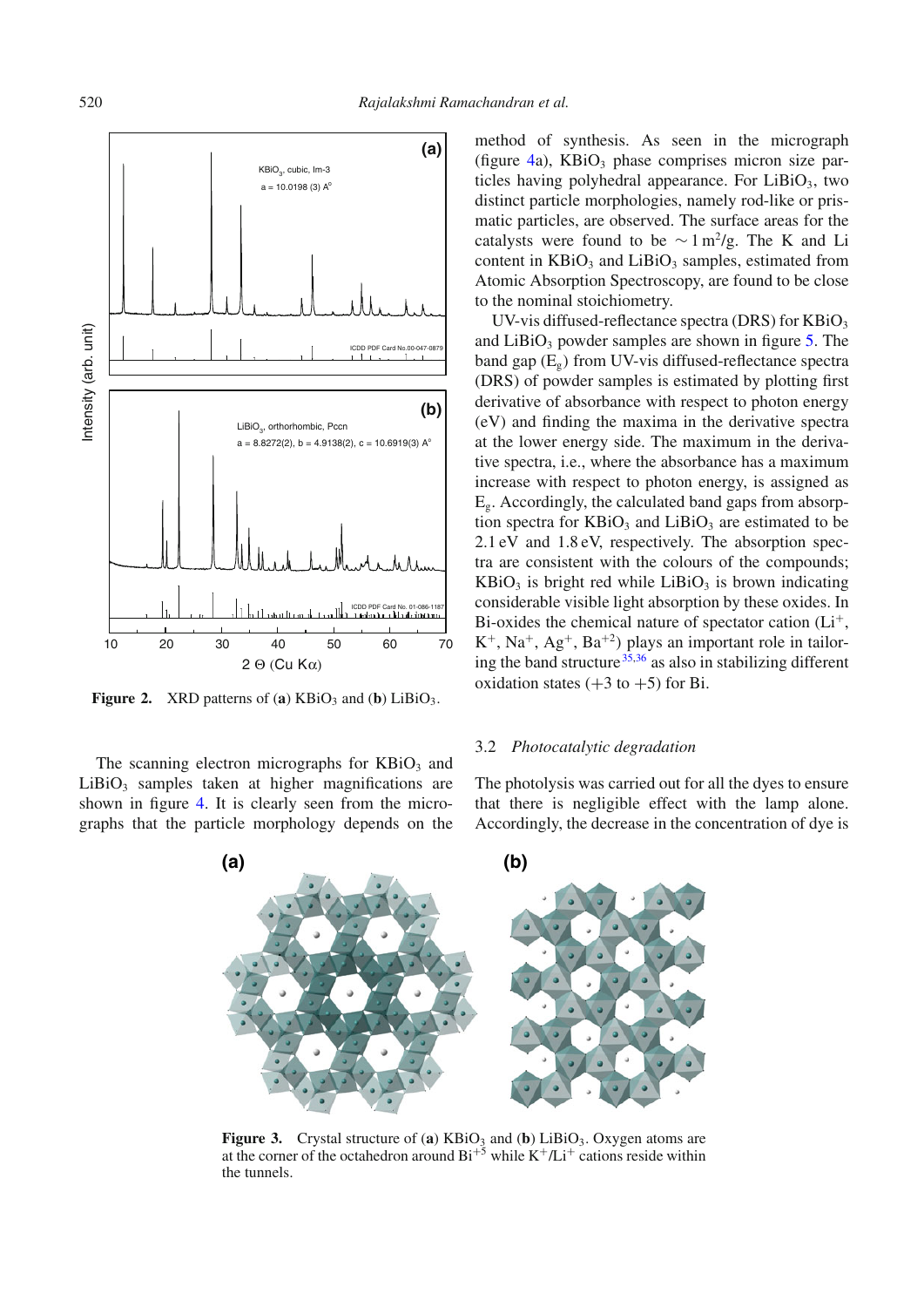**Figure 2.** XRD patterns of (**a**) $KBiO_3$ and (**b**) $LiBiO_3$.

The scanning electron micrographs for $KBiO_3$ and $LiBiO_3$ samples taken at higher magnifications are shown in figure 4. It is clearly seen from the micrographs that the particle morphology depends on the method of synthesis. As seen in the micrograph (figure 4a), $KBiO_3$ phase comprises micron size particles having polyhedral appearance. For $LiBiO_3$, two distinct particle morphologies, namely rod-like or prismatic particles, are observed. The surface areas for the catalysts were found to be $\sim 1\,m^2/g$. The K and Li content in $KBiO_3$ and $LiBiO_3$ samples, estimated from Atomic Absorption Spectroscopy, are found to be close to the nominal stoichiometry.

UV-vis diffused-reflectance spectra (DRS) for $KBiO_3$ and $LiBiO_3$ powder samples are shown in figure 5. The band gap ($E_g$) from UV-vis diffused-reflectance spectra (DRS) of powder samples is estimated by plotting first derivative of absorbance with respect to photon energy (eV) and finding the maxima in the derivative spectra at the lower energy side. The maximum in the derivative spectra, i.e., where the absorbance has a maximum increase with respect to photon energy, is assigned as $E_g$. Accordingly, the calculated band gaps from absorption spectra for $KBiO_3$ and $LiBiO_3$ are estimated to be 2.1 eV and 1.8 eV, respectively. The absorption spectra are consistent with the colours of the compounds; $KBiO_3$ is bright red while $LiBiO_3$ is brown indicating considerable visible light absorption by these oxides. In Bi-oxides the chemical nature of spectator cation ($Li^+$, $K^+$, $Na^+$, $Ag^+$, $Ba^{+2}$) plays an important role in tailoring the band structure[35,36] as also in stabilizing different oxidation states (+3 to +5) for Bi.

### 3.2 *Photocatalytic degradation*

The photolysis was carried out for all the dyes to ensure that there is negligible effect with the lamp alone. Accordingly, the decrease in the concentration of dye is

**Figure 3.** Crystal structure of (**a**) $KBiO_3$ and (**b**) $LiBiO_3$. Oxygen atoms are at the corner of the octahedron around $Bi^{+5}$ while $K^+/Li^+$ cations reside within the tunnels.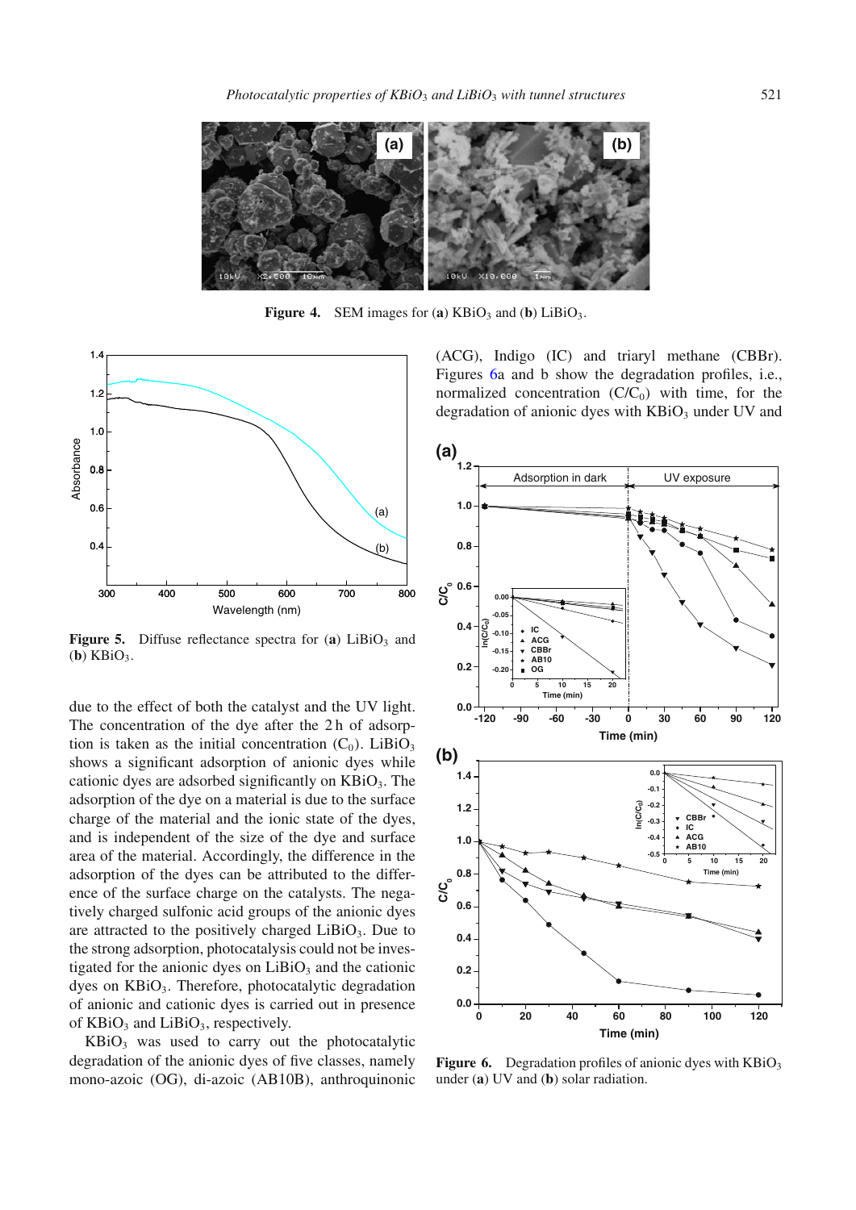**Figure 4.** SEM images for (**a**) $KBiO_3$ and (**b**) $LiBiO_3$.

**Figure 5.** Diffuse reflectance spectra for (**a**) $LiBiO_3$ and (**b**) $KBiO_3$.

due to the effect of both the catalyst and the UV light. The concentration of the dye after the 2 h of adsorption is taken as the initial concentration ($C_0$). $LiBiO_3$ shows a significant adsorption of anionic dyes while cationic dyes are adsorbed significantly on $KBiO_3$. The adsorption of the dye on a material is due to the surface charge of the material and the ionic state of the dyes, and is independent of the size of the dye and surface area of the material. Accordingly, the difference in the adsorption of the dyes can be attributed to the difference of the surface charge on the catalysts. The negatively charged sulfonic acid groups of the anionic dyes are attracted to the positively charged $LiBiO_3$. Due to the strong adsorption, photocatalysis could not be investigated for the anionic dyes on $LiBiO_3$ and the cationic dyes on $KBiO_3$. Therefore, photocatalytic degradation of anionic and cationic dyes is carried out in presence of $KBiO_3$ and $LiBiO_3$, respectively.

$KBiO_3$ was used to carry out the photocatalytic degradation of the anionic dyes of five classes, namely mono-azoic (OG), di-azoic (AB10B), anthroquinonic (ACG), Indigo (IC) and triaryl methane (CBBr). Figures 6a and b show the degradation profiles, i.e., normalized concentration ($C/C_0$) with time, for the degradation of anionic dyes with $KBiO_3$ under UV and

**Figure 6.** Degradation profiles of anionic dyes with $KBiO_3$ under (**a**) UV and (**b**) solar radiation.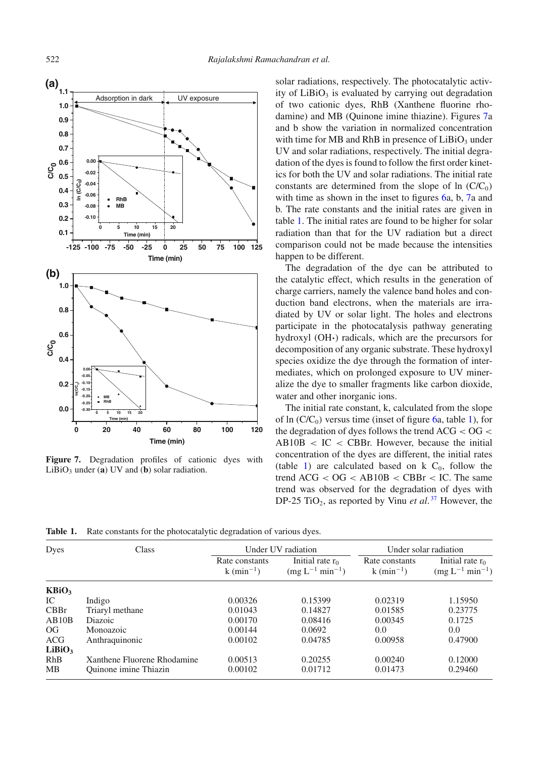Figure 7. Degradation profiles of cationic dyes with $LiBiO_3$ under (a) UV and (b) solar radiation.

solar radiations, respectively. The photocatalytic activity of $LiBiO_3$ is evaluated by carrying out degradation of two cationic dyes, RhB (Xanthene fluorine rhodamine) and MB (Quinone imine thiazine). Figures 7a and b show the variation in normalized concentration with time for MB and RhB in presence of $LiBiO_3$ under UV and solar radiations, respectively. The initial degradation of the dyes is found to follow the first order kinetics for both the UV and solar radiations. The initial rate constants are determined from the slope of $\ln(C/C_0)$ with time as shown in the inset to figures 6a, b, 7a and b. The rate constants and the initial rates are given in table 1. The initial rates are found to be higher for solar radiation than that for the UV radiation but a direct comparison could not be made because the intensities happen to be different.

The degradation of the dye can be attributed to the catalytic effect, which results in the generation of charge carriers, namely the valence band holes and conduction band electrons, when the materials are irradiated by UV or solar light. The holes and electrons participate in the photocatalysis pathway generating hydroxyl (OH•) radicals, which are the precursors for decomposition of any organic substrate. These hydroxyl species oxidize the dye through the formation of intermediates, which on prolonged exposure to UV mineralize the dye to smaller fragments like carbon dioxide, water and other inorganic ions.

The initial rate constant, k, calculated from the slope of $\ln(C/C_0)$ versus time (inset of figure 6a, table 1), for the degradation of dyes follows the trend ACG < OG < AB10B < IC < CBBr. However, because the initial concentration of the dyes are different, the initial rates (table 1) are calculated based on k $C_0$, follow the trend ACG < OG < AB10B < CBBr < IC. The same trend was observed for the degradation of dyes with DP-25 $TiO_2$, as reported by Vinu *et al.*[37] However, the

**Table 1.** Rate constants for the photocatalytic degradation of various dyes.

| Dyes | Class | Under UV radiation | | Under solar radiation | |
|---|---|---|---|---|---|
| | | Rate constants k ($min^{-1}$) | Initial rate $r_0$ ($mg\ L^{-1}\ min^{-1}$) | Rate constants k ($min^{-1}$) | Initial rate $r_0$ ($mg\ L^{-1}\ min^{-1}$) |
| **$KBiO_3$** | | | | | |
| IC | Indigo | 0.00326 | 0.15399 | 0.02319 | 1.15950 |
| CBBr | Triaryl methane | 0.01043 | 0.14827 | 0.01585 | 0.23775 |
| AB10B | Diazoic | 0.00170 | 0.08416 | 0.00345 | 0.1725 |
| OG | Monoazoic | 0.00144 | 0.0692 | 0.0 | 0.0 |
| ACG | Anthraquinonic | 0.00102 | 0.04785 | 0.00958 | 0.47900 |
| **$LiBiO_3$** | | | | | |
| RhB | Xanthene Fluorene Rhodamine | 0.00513 | 0.20255 | 0.00240 | 0.12000 |
| MB | Quinone imine Thiazin | 0.00102 | 0.01712 | 0.01473 | 0.29460 |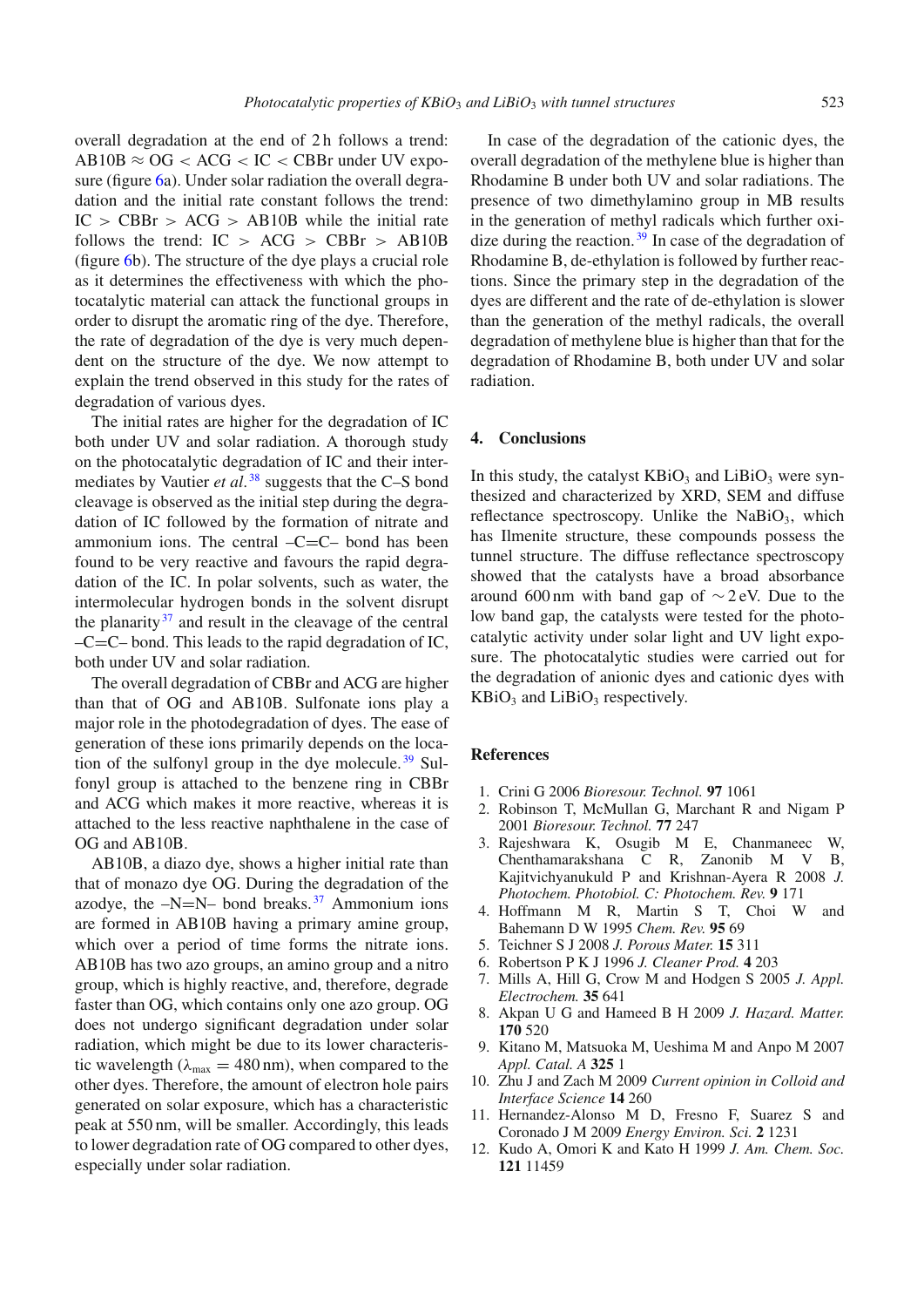overall degradation at the end of 2 h follows a trend: AB10B ≈ OG < ACG < IC < CBBr under UV exposure (figure 6a). Under solar radiation the overall degradation and the initial rate constant follows the trend: IC > CBBr > ACG > AB10B while the initial rate follows the trend: IC > ACG > CBBr > AB10B (figure 6b). The structure of the dye plays a crucial role as it determines the effectiveness with which the photocatalytic material can attack the functional groups in order to disrupt the aromatic ring of the dye. Therefore, the rate of degradation of the dye is very much dependent on the structure of the dye. We now attempt to explain the trend observed in this study for the rates of degradation of various dyes.

The initial rates are higher for the degradation of IC both under UV and solar radiation. A thorough study on the photocatalytic degradation of IC and their intermediates by Vautier *et al.*[38] suggests that the C–S bond cleavage is observed as the initial step during the degradation of IC followed by the formation of nitrate and ammonium ions. The central –C=C– bond has been found to be very reactive and favours the rapid degradation of the IC. In polar solvents, such as water, the intermolecular hydrogen bonds in the solvent disrupt the planarity[37] and result in the cleavage of the central –C=C– bond. This leads to the rapid degradation of IC, both under UV and solar radiation.

The overall degradation of CBBr and ACG are higher than that of OG and AB10B. Sulfonate ions play a major role in the photodegradation of dyes. The ease of generation of these ions primarily depends on the location of the sulfonyl group in the dye molecule.[39] Sulfonyl group is attached to the benzene ring in CBBr and ACG which makes it more reactive, whereas it is attached to the less reactive naphthalene in the case of OG and AB10B.

AB10B, a diazo dye, shows a higher initial rate than that of monazo dye OG. During the degradation of the azodye, the –N=N– bond breaks.[37] Ammonium ions are formed in AB10B having a primary amine group, which over a period of time forms the nitrate ions. AB10B has two azo groups, an amino group and a nitro group, which is highly reactive, and, therefore, degrade faster than OG, which contains only one azo group. OG does not undergo significant degradation under solar radiation, which might be due to its lower characteristic wavelength ($\lambda_{max} = 480$ nm), when compared to the other dyes. Therefore, the amount of electron hole pairs generated on solar exposure, which has a characteristic peak at 550 nm, will be smaller. Accordingly, this leads to lower degradation rate of OG compared to other dyes, especially under solar radiation.

In case of the degradation of the cationic dyes, the overall degradation of the methylene blue is higher than Rhodamine B under both UV and solar radiations. The presence of two dimethylamino group in MB results in the generation of methyl radicals which further oxidize during the reaction.[39] In case of the degradation of Rhodamine B, de-ethylation is followed by further reactions. Since the primary step in the degradation of the dyes are different and the rate of de-ethylation is slower than the generation of the methyl radicals, the overall degradation of methylene blue is higher than that for the degradation of Rhodamine B, both under UV and solar radiation.

## 4. Conclusions

In this study, the catalyst $KBiO_3$ and $LiBiO_3$ were synthesized and characterized by XRD, SEM and diffuse reflectance spectroscopy. Unlike the $NaBiO_3$, which has Ilmenite structure, these compounds possess the tunnel structure. The diffuse reflectance spectroscopy showed that the catalysts have a broad absorbance around 600 nm with band gap of ∼2 eV. Due to the low band gap, the catalysts were tested for the photocatalytic activity under solar light and UV light exposure. The photocatalytic studies were carried out for the degradation of anionic dyes and cationic dyes with $KBiO_3$ and $LiBiO_3$ respectively.

## References

1. Crini G 2006 *Bioresour. Technol.* **97** 1061
2. Robinson T, McMullan G, Marchant R and Nigam P 2001 *Bioresour. Technol.* **77** 247
3. Rajeshwara K, Osugib M E, Chanmaneec W, Chenthamarakshana C R, Zanonib M V B, Kajitvichyanukuld P and Krishnan-Ayera R 2008 *J. Photochem. Photobiol. C: Photochem. Rev.* **9** 171
4. Hoffmann M R, Martin S T, Choi W and Bahemann D W 1995 *Chem. Rev.* **95** 69
5. Teichner S J 2008 *J. Porous Mater.* **15** 311
6. Robertson P K J 1996 *J. Cleaner Prod.* **4** 203
7. Mills A, Hill G, Crow M and Hodgen S 2005 *J. Appl. Electrochem.* **35** 641
8. Akpan U G and Hameed B H 2009 *J. Hazard. Matter.* **170** 520
9. Kitano M, Matsuoka M, Ueshima M and Anpo M 2007 *Appl. Catal. A* **325** 1
10. Zhu J and Zach M 2009 *Current opinion in Colloid and Interface Science* **14** 260
11. Hernandez-Alonso M D, Fresno F, Suarez S and Coronado J M 2009 *Energy Environ. Sci.* **2** 1231
12. Kudo A, Omori K and Kato H 1999 *J. Am. Chem. Soc.* **121** 11459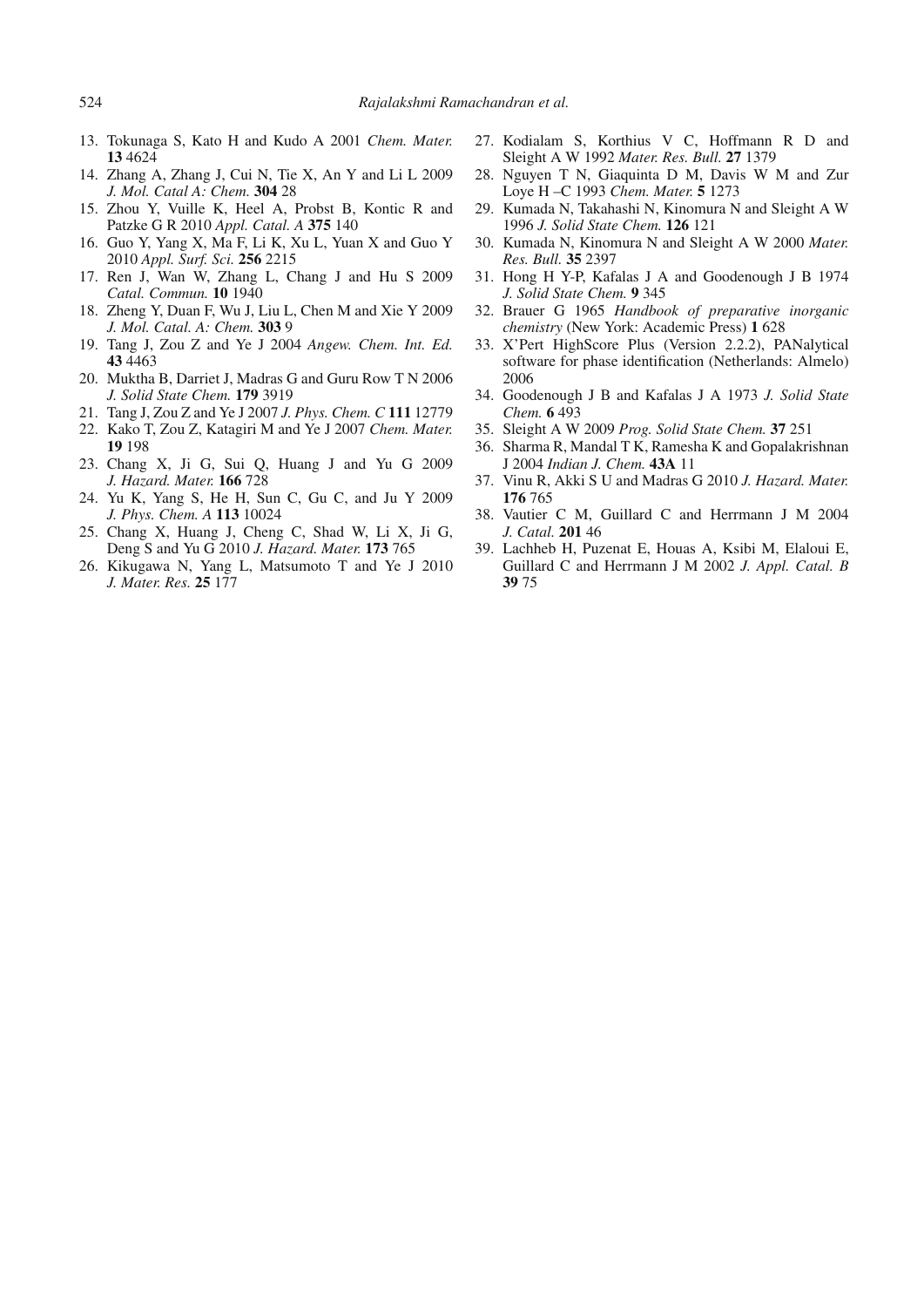13. Tokunaga S, Kato H and Kudo A 2001 *Chem. Mater.* **13** 4624
14. Zhang A, Zhang J, Cui N, Tie X, An Y and Li L 2009 *J. Mol. Catal A: Chem.* **304** 28
15. Zhou Y, Vuille K, Heel A, Probst B, Kontic R and Patzke G R 2010 *Appl. Catal. A* **375** 140
16. Guo Y, Yang X, Ma F, Li K, Xu L, Yuan X and Guo Y 2010 *Appl. Surf. Sci.* **256** 2215
17. Ren J, Wan W, Zhang L, Chang J and Hu S 2009 *Catal. Commun.* **10** 1940
18. Zheng Y, Duan F, Wu J, Liu L, Chen M and Xie Y 2009 *J. Mol. Catal. A: Chem.* **303** 9
19. Tang J, Zou Z and Ye J 2004 *Angew. Chem. Int. Ed.* **43** 4463
20. Muktha B, Darriet J, Madras G and Guru Row T N 2006 *J. Solid State Chem.* **179** 3919
21. Tang J, Zou Z and Ye J 2007 *J. Phys. Chem. C* **111** 12779
22. Kako T, Zou Z, Katagiri M and Ye J 2007 *Chem. Mater.* **19** 198
23. Chang X, Ji G, Sui Q, Huang J and Yu G 2009 *J. Hazard. Mater.* **166** 728
24. Yu K, Yang S, He H, Sun C, Gu C, and Ju Y 2009 *J. Phys. Chem. A* **113** 10024
25. Chang X, Huang J, Cheng C, Shad W, Li X, Ji G, Deng S and Yu G 2010 *J. Hazard. Mater.* **173** 765
26. Kikugawa N, Yang L, Matsumoto T and Ye J 2010 *J. Mater. Res.* **25** 177
27. Kodialam S, Korthius V C, Hoffmann R D and Sleight A W 1992 *Mater. Res. Bull.* **27** 1379
28. Nguyen T N, Giaquinta D M, Davis W M and Zur Loye H –C 1993 *Chem. Mater.* **5** 1273
29. Kumada N, Takahashi N, Kinomura N and Sleight A W 1996 *J. Solid State Chem.* **126** 121
30. Kumada N, Kinomura N and Sleight A W 2000 *Mater. Res. Bull.* **35** 2397
31. Hong H Y-P, Kafalas J A and Goodenough J B 1974 *J. Solid State Chem.* **9** 345
32. Brauer G 1965 *Handbook of preparative inorganic chemistry* (New York: Academic Press) **1** 628
33. X'Pert HighScore Plus (Version 2.2.2), PANalytical software for phase identification (Netherlands: Almelo) 2006
34. Goodenough J B and Kafalas J A 1973 *J. Solid State Chem.* **6** 493
35. Sleight A W 2009 *Prog. Solid State Chem.* **37** 251
36. Sharma R, Mandal T K, Ramesha K and Gopalakrishnan J 2004 *Indian J. Chem.* **43A** 11
37. Vinu R, Akki S U and Madras G 2010 *J. Hazard. Mater.* **176** 765
38. Vautier C M, Guillard C and Herrmann J M 2004 *J. Catal.* **201** 46
39. Lachheb H, Puzenat E, Houas A, Ksibi M, Elaloui E, Guillard C and Herrmann J M 2002 *J. Appl. Catal. B* **39** 75